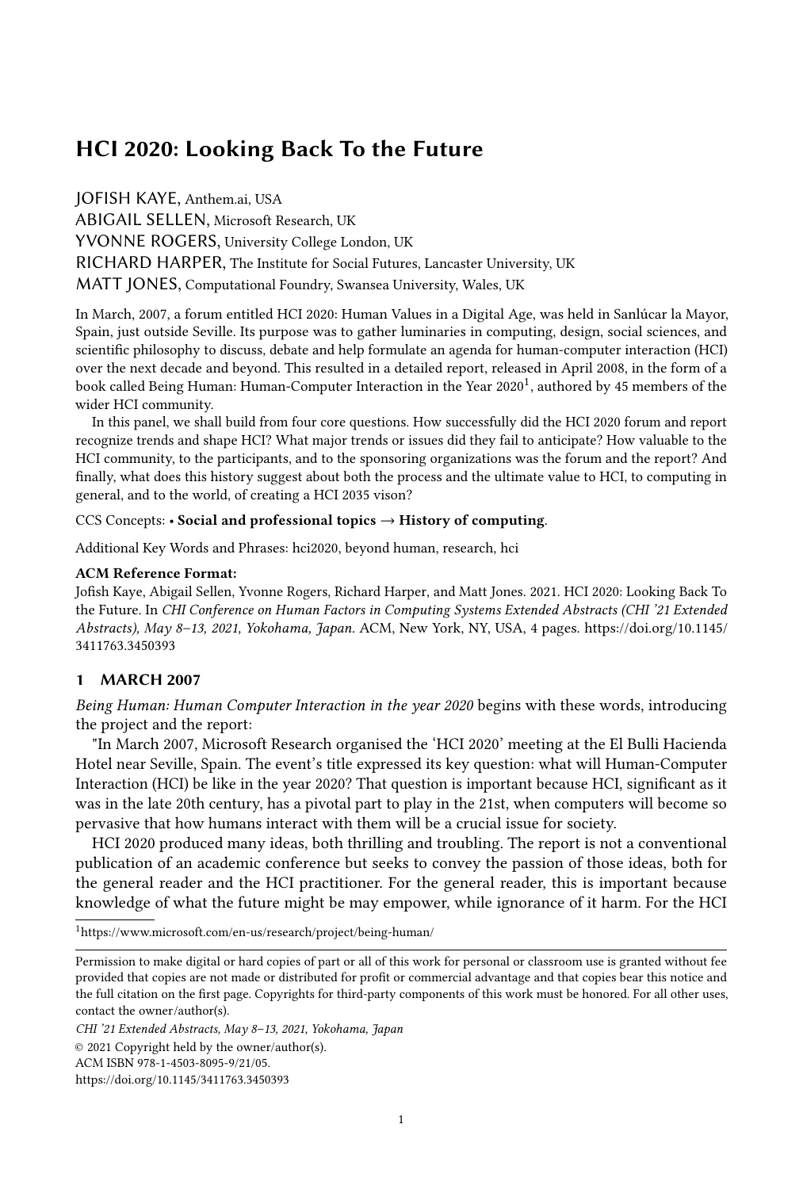# HCI 2020: Looking Back To the Future

JOFISH KAYE, Anthem.ai, USA
ABIGAIL SELLEN, Microsoft Research, UK
YVONNE ROGERS, University College London, UK
RICHARD HARPER, The Institute for Social Futures, Lancaster University, UK
MATT JONES, Computational Foundry, Swansea University, Wales, UK

In March, 2007, a forum entitled HCI 2020: Human Values in a Digital Age, was held in Sanlúcar la Mayor, Spain, just outside Seville. Its purpose was to gather luminaries in computing, design, social sciences, and scientific philosophy to discuss, debate and help formulate an agenda for human-computer interaction (HCI) over the next decade and beyond. This resulted in a detailed report, released in April 2008, in the form of a book called Being Human: Human-Computer Interaction in the Year 2020[1], authored by 45 members of the wider HCI community.

In this panel, we shall build from four core questions. How successfully did the HCI 2020 forum and report recognize trends and shape HCI? What major trends or issues did they fail to anticipate? How valuable to the HCI community, to the participants, and to the sponsoring organizations was the forum and the report? And finally, what does this history suggest about both the process and the ultimate value to HCI, to computing in general, and to the world, of creating a HCI 2035 vison?

CCS Concepts: • **Social and professional topics → History of computing**.

Additional Key Words and Phrases: hci2020, beyond human, research, hci

**ACM Reference Format:**
Jofish Kaye, Abigail Sellen, Yvonne Rogers, Richard Harper, and Matt Jones. 2021. HCI 2020: Looking Back To the Future. In *CHI Conference on Human Factors in Computing Systems Extended Abstracts (CHI '21 Extended Abstracts), May 8–13, 2021, Yokohama, Japan.* ACM, New York, NY, USA, 4 pages. https://doi.org/10.1145/3411763.3450393

## 1 MARCH 2007

*Being Human: Human Computer Interaction in the year 2020* begins with these words, introducing the project and the report:

"In March 2007, Microsoft Research organised the 'HCI 2020' meeting at the El Bulli Hacienda Hotel near Seville, Spain. The event's title expressed its key question: what will Human-Computer Interaction (HCI) be like in the year 2020? That question is important because HCI, significant as it was in the late 20th century, has a pivotal part to play in the 21st, when computers will become so pervasive that how humans interact with them will be a crucial issue for society.

HCI 2020 produced many ideas, both thrilling and troubling. The report is not a conventional publication of an academic conference but seeks to convey the passion of those ideas, both for the general reader and the HCI practitioner. For the general reader, this is important because knowledge of what the future might be may empower, while ignorance of it harm. For the HCI

[1] https://www.microsoft.com/en-us/research/project/being-human/

Permission to make digital or hard copies of part or all of this work for personal or classroom use is granted without fee provided that copies are not made or distributed for profit or commercial advantage and that copies bear this notice and the full citation on the first page. Copyrights for third-party components of this work must be honored. For all other uses, contact the owner/author(s).

*CHI '21 Extended Abstracts, May 8–13, 2021, Yokohama, Japan*

© 2021 Copyright held by the owner/author(s).

ACM ISBN 978-1-4503-8095-9/21/05.

https://doi.org/10.1145/3411763.3450393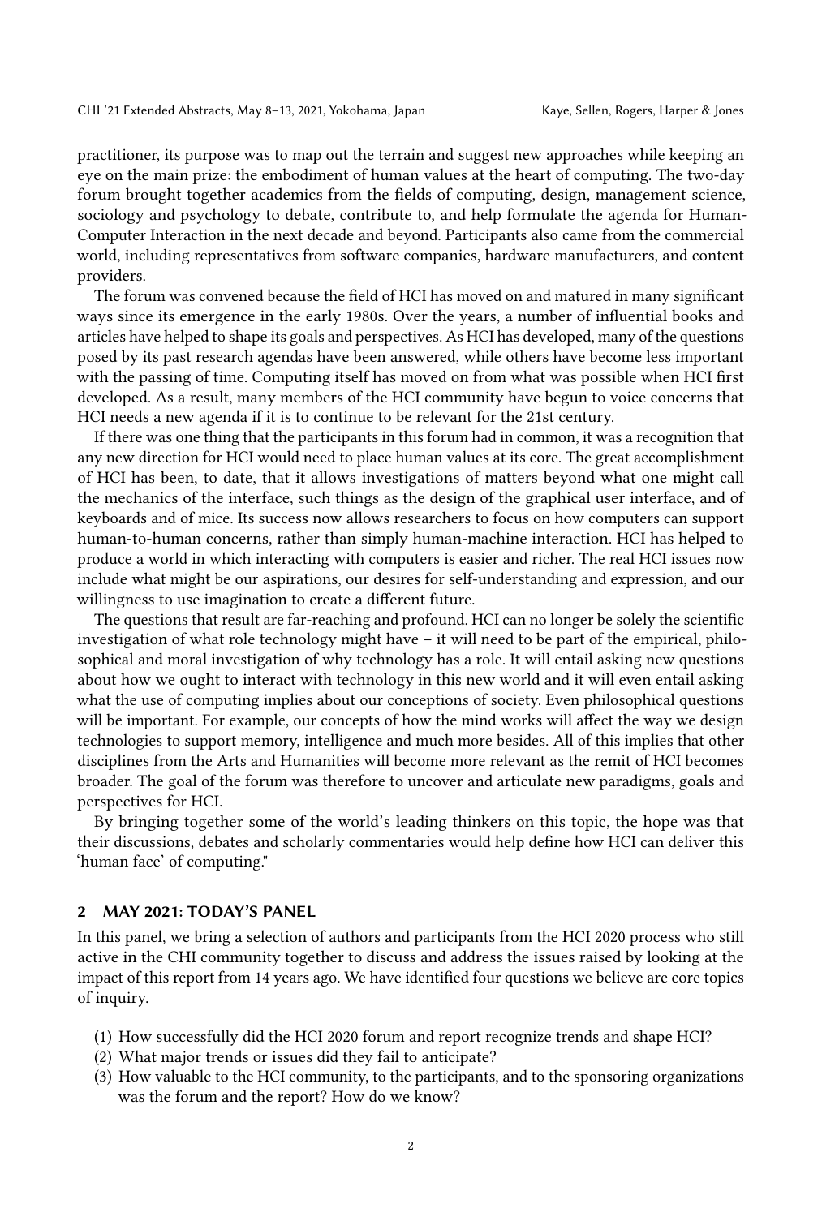practitioner, its purpose was to map out the terrain and suggest new approaches while keeping an eye on the main prize: the embodiment of human values at the heart of computing. The two-day forum brought together academics from the fields of computing, design, management science, sociology and psychology to debate, contribute to, and help formulate the agenda for Human-Computer Interaction in the next decade and beyond. Participants also came from the commercial world, including representatives from software companies, hardware manufacturers, and content providers.

The forum was convened because the field of HCI has moved on and matured in many significant ways since its emergence in the early 1980s. Over the years, a number of influential books and articles have helped to shape its goals and perspectives. As HCI has developed, many of the questions posed by its past research agendas have been answered, while others have become less important with the passing of time. Computing itself has moved on from what was possible when HCI first developed. As a result, many members of the HCI community have begun to voice concerns that HCI needs a new agenda if it is to continue to be relevant for the 21st century.

If there was one thing that the participants in this forum had in common, it was a recognition that any new direction for HCI would need to place human values at its core. The great accomplishment of HCI has been, to date, that it allows investigations of matters beyond what one might call the mechanics of the interface, such things as the design of the graphical user interface, and of keyboards and of mice. Its success now allows researchers to focus on how computers can support human-to-human concerns, rather than simply human-machine interaction. HCI has helped to produce a world in which interacting with computers is easier and richer. The real HCI issues now include what might be our aspirations, our desires for self-understanding and expression, and our willingness to use imagination to create a different future.

The questions that result are far-reaching and profound. HCI can no longer be solely the scientific investigation of what role technology might have – it will need to be part of the empirical, philosophical and moral investigation of why technology has a role. It will entail asking new questions about how we ought to interact with technology in this new world and it will even entail asking what the use of computing implies about our conceptions of society. Even philosophical questions will be important. For example, our concepts of how the mind works will affect the way we design technologies to support memory, intelligence and much more besides. All of this implies that other disciplines from the Arts and Humanities will become more relevant as the remit of HCI becomes broader. The goal of the forum was therefore to uncover and articulate new paradigms, goals and perspectives for HCI.

By bringing together some of the world's leading thinkers on this topic, the hope was that their discussions, debates and scholarly commentaries would help define how HCI can deliver this 'human face' of computing."

## 2 MAY 2021: TODAY'S PANEL

In this panel, we bring a selection of authors and participants from the HCI 2020 process who still active in the CHI community together to discuss and address the issues raised by looking at the impact of this report from 14 years ago. We have identified four questions we believe are core topics of inquiry.

(1) How successfully did the HCI 2020 forum and report recognize trends and shape HCI?
(2) What major trends or issues did they fail to anticipate?
(3) How valuable to the HCI community, to the participants, and to the sponsoring organizations was the forum and the report? How do we know?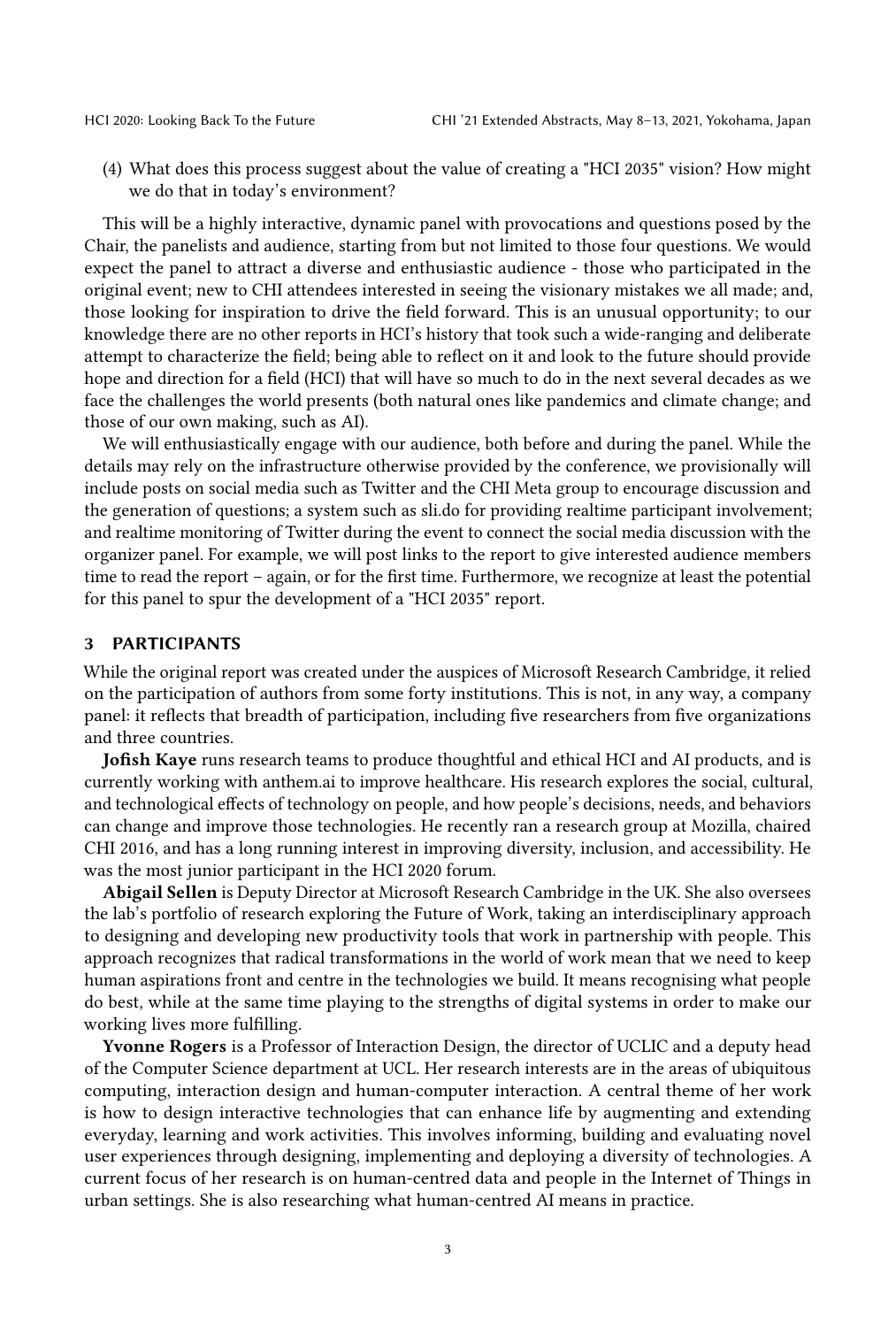(4) What does this process suggest about the value of creating a "HCI 2035" vision? How might we do that in today's environment?

This will be a highly interactive, dynamic panel with provocations and questions posed by the Chair, the panelists and audience, starting from but not limited to those four questions. We would expect the panel to attract a diverse and enthusiastic audience - those who participated in the original event; new to CHI attendees interested in seeing the visionary mistakes we all made; and, those looking for inspiration to drive the field forward. This is an unusual opportunity; to our knowledge there are no other reports in HCI's history that took such a wide-ranging and deliberate attempt to characterize the field; being able to reflect on it and look to the future should provide hope and direction for a field (HCI) that will have so much to do in the next several decades as we face the challenges the world presents (both natural ones like pandemics and climate change; and those of our own making, such as AI).

We will enthusiastically engage with our audience, both before and during the panel. While the details may rely on the infrastructure otherwise provided by the conference, we provisionally will include posts on social media such as Twitter and the CHI Meta group to encourage discussion and the generation of questions; a system such as sli.do for providing realtime participant involvement; and realtime monitoring of Twitter during the event to connect the social media discussion with the organizer panel. For example, we will post links to the report to give interested audience members time to read the report – again, or for the first time. Furthermore, we recognize at least the potential for this panel to spur the development of a "HCI 2035" report.

## 3 PARTICIPANTS

While the original report was created under the auspices of Microsoft Research Cambridge, it relied on the participation of authors from some forty institutions. This is not, in any way, a company panel: it reflects that breadth of participation, including five researchers from five organizations and three countries.

**Jofish Kaye** runs research teams to produce thoughtful and ethical HCI and AI products, and is currently working with anthem.ai to improve healthcare. His research explores the social, cultural, and technological effects of technology on people, and how people's decisions, needs, and behaviors can change and improve those technologies. He recently ran a research group at Mozilla, chaired CHI 2016, and has a long running interest in improving diversity, inclusion, and accessibility. He was the most junior participant in the HCI 2020 forum.

**Abigail Sellen** is Deputy Director at Microsoft Research Cambridge in the UK. She also oversees the lab's portfolio of research exploring the Future of Work, taking an interdisciplinary approach to designing and developing new productivity tools that work in partnership with people. This approach recognizes that radical transformations in the world of work mean that we need to keep human aspirations front and centre in the technologies we build. It means recognising what people do best, while at the same time playing to the strengths of digital systems in order to make our working lives more fulfilling.

**Yvonne Rogers** is a Professor of Interaction Design, the director of UCLIC and a deputy head of the Computer Science department at UCL. Her research interests are in the areas of ubiquitous computing, interaction design and human-computer interaction. A central theme of her work is how to design interactive technologies that can enhance life by augmenting and extending everyday, learning and work activities. This involves informing, building and evaluating novel user experiences through designing, implementing and deploying a diversity of technologies. A current focus of her research is on human-centred data and people in the Internet of Things in urban settings. She is also researching what human-centred AI means in practice.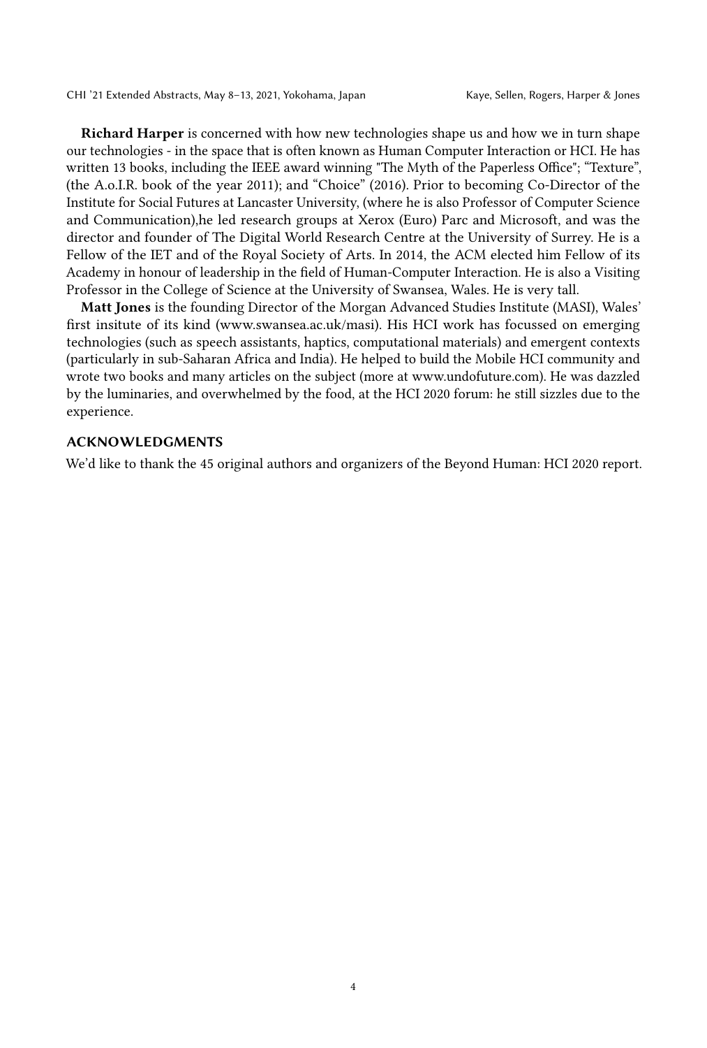**Richard Harper** is concerned with how new technologies shape us and how we in turn shape our technologies - in the space that is often known as Human Computer Interaction or HCI. He has written 13 books, including the IEEE award winning "The Myth of the Paperless Office"; "Texture", (the A.o.I.R. book of the year 2011); and "Choice" (2016). Prior to becoming Co-Director of the Institute for Social Futures at Lancaster University, (where he is also Professor of Computer Science and Communication),he led research groups at Xerox (Euro) Parc and Microsoft, and was the director and founder of The Digital World Research Centre at the University of Surrey. He is a Fellow of the IET and of the Royal Society of Arts. In 2014, the ACM elected him Fellow of its Academy in honour of leadership in the field of Human-Computer Interaction. He is also a Visiting Professor in the College of Science at the University of Swansea, Wales. He is very tall.

**Matt Jones** is the founding Director of the Morgan Advanced Studies Institute (MASI), Wales' first insitute of its kind (www.swansea.ac.uk/masi). His HCI work has focussed on emerging technologies (such as speech assistants, haptics, computational materials) and emergent contexts (particularly in sub-Saharan Africa and India). He helped to build the Mobile HCI community and wrote two books and many articles on the subject (more at www.undofuture.com). He was dazzled by the luminaries, and overwhelmed by the food, at the HCI 2020 forum: he still sizzles due to the experience.

## ACKNOWLEDGMENTS

We'd like to thank the 45 original authors and organizers of the Beyond Human: HCI 2020 report.